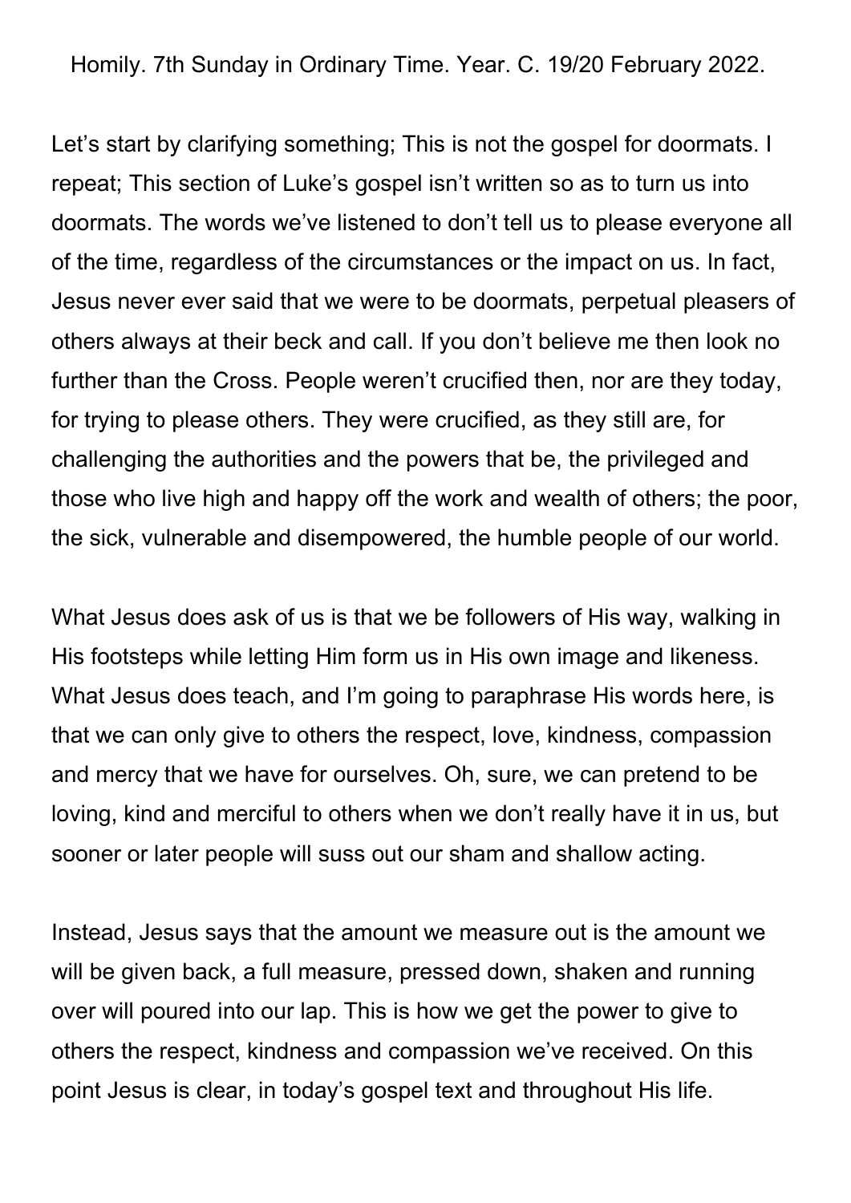Homily. 7th Sunday in Ordinary Time. Year. C. 19/20 February 2022.

Let's start by clarifying something; This is not the gospel for doormats. I repeat; This section of Luke's gospel isn't written so as to turn us into doormats. The words we've listened to don't tell us to please everyone all of the time, regardless of the circumstances or the impact on us. In fact, Jesus never ever said that we were to be doormats, perpetual pleasers of others always at their beck and call. If you don't believe me then look no further than the Cross. People weren't crucified then, nor are they today, for trying to please others. They were crucified, as they still are, for challenging the authorities and the powers that be, the privileged and those who live high and happy off the work and wealth of others; the poor, the sick, vulnerable and disempowered, the humble people of our world.

What Jesus does ask of us is that we be followers of His way, walking in His footsteps while letting Him form us in His own image and likeness. What Jesus does teach, and I'm going to paraphrase His words here, is that we can only give to others the respect, love, kindness, compassion and mercy that we have for ourselves. Oh, sure, we can pretend to be loving, kind and merciful to others when we don't really have it in us, but sooner or later people will suss out our sham and shallow acting.

Instead, Jesus says that the amount we measure out is the amount we will be given back, a full measure, pressed down, shaken and running over will poured into our lap. This is how we get the power to give to others the respect, kindness and compassion we've received. On this point Jesus is clear, in today's gospel text and throughout His life.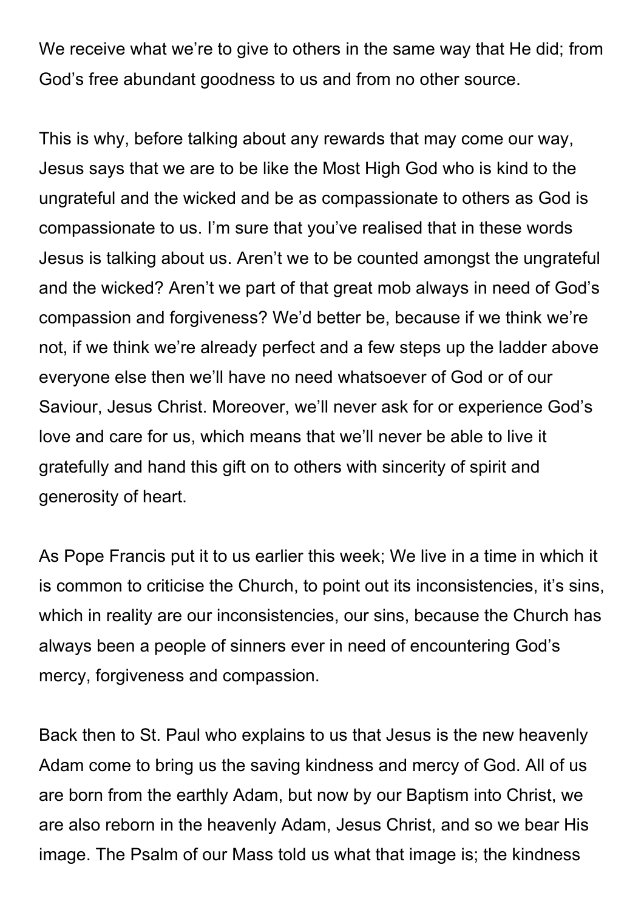We receive what we're to give to others in the same way that He did; from God's free abundant goodness to us and from no other source.

This is why, before talking about any rewards that may come our way, Jesus says that we are to be like the Most High God who is kind to the ungrateful and the wicked and be as compassionate to others as God is compassionate to us. I'm sure that you've realised that in these words Jesus is talking about us. Aren't we to be counted amongst the ungrateful and the wicked? Aren't we part of that great mob always in need of God's compassion and forgiveness? We'd better be, because if we think we're not, if we think we're already perfect and a few steps up the ladder above everyone else then we'll have no need whatsoever of God or of our Saviour, Jesus Christ. Moreover, we'll never ask for or experience God's love and care for us, which means that we'll never be able to live it gratefully and hand this gift on to others with sincerity of spirit and generosity of heart.

As Pope Francis put it to us earlier this week; We live in a time in which it is common to criticise the Church, to point out its inconsistencies, it's sins, which in reality are our inconsistencies, our sins, because the Church has always been a people of sinners ever in need of encountering God's mercy, forgiveness and compassion.

Back then to St. Paul who explains to us that Jesus is the new heavenly Adam come to bring us the saving kindness and mercy of God. All of us are born from the earthly Adam, but now by our Baptism into Christ, we are also reborn in the heavenly Adam, Jesus Christ, and so we bear His image. The Psalm of our Mass told us what that image is; the kindness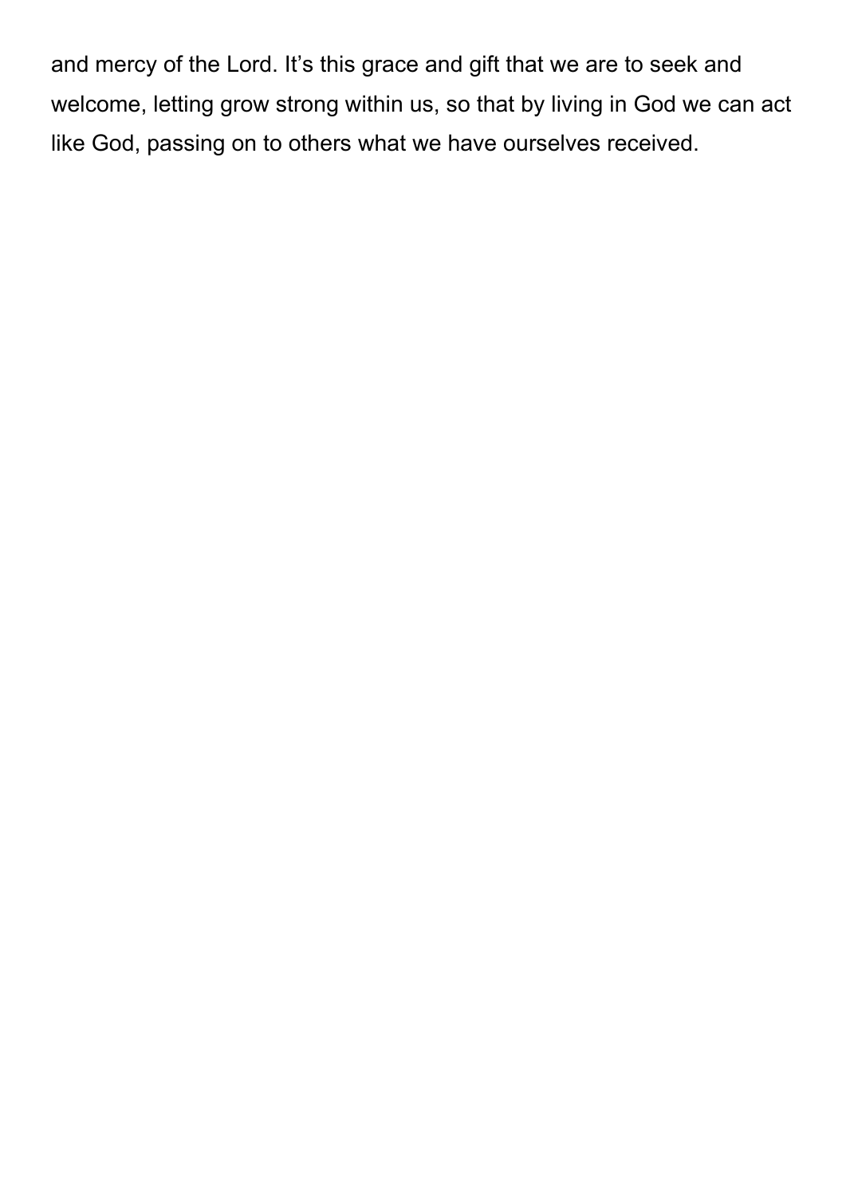and mercy of the Lord. It’s this grace and gift that we are to seek and welcome, letting grow strong within us, so that by living in God we can act like God, passing on to others what we have ourselves received.